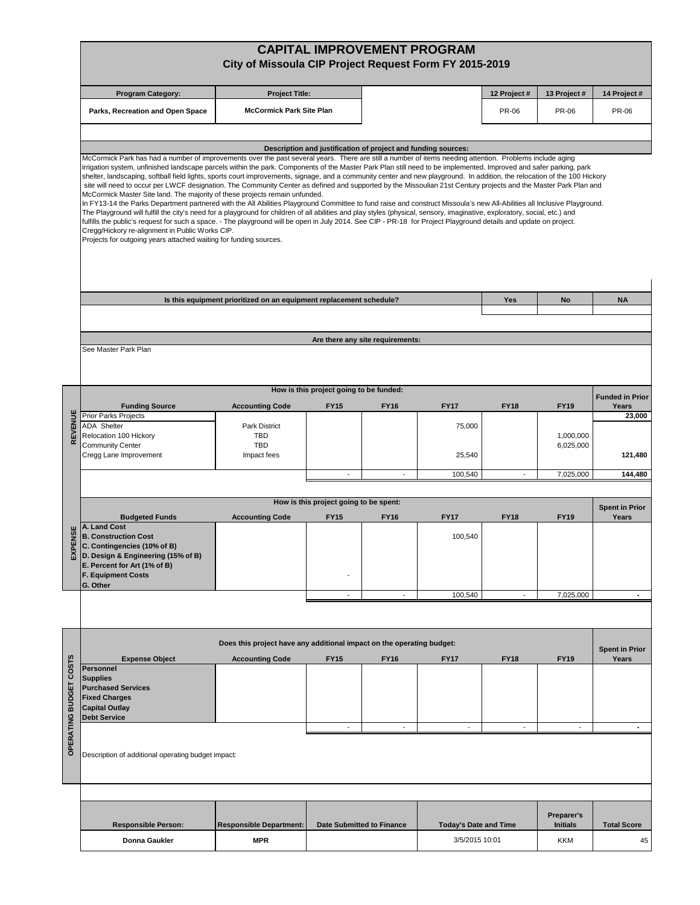# CAPITAL IMPROVEMENT PROGRAM

## City of Missoula CIP Project Request Form FY 2015-2019

| Program Category: | Project Title: | | 12 Project # | 13 Project # | 14 Project # |
|---|---|---|---|---|---|
| Parks, Recreation and Open Space | McCormick Park Site Plan | | PR-06 | PR-06 | PR-06 |

### Description and justification of project and funding sources:

McCormick Park has had a number of improvements over the past several years. There are still a number of items needing attention. Problems include aging irrigation system, unfinished landscape parcels within the park. Components of the Master Park Plan still need to be implemented. Improved and safer parking, park shelter, landscaping, softball field lights, sports court improvements, signage, and a community center and new playground. In addition, the relocation of the 100 Hickory site will need to occur per LWCF designation. The Community Center as defined and supported by the Missoulian 21st Century projects and the Master Park Plan and McCormick Master Site land. The majority of these projects remain unfunded.

In FY13-14 the Parks Department partnered with the All Abilities Playground Committee to fund raise and construct Missoula's new All-Abilities all Inclusive Playground. The Playground will fulfill the city's need for a playground for children of all abilities and play styles (physical, sensory, imaginative, exploratory, social, etc.) and fulfills the public's request for such a space. - The playground will be open in July 2014. See CIP - PR-18 for Project Playground details and update on project.

Cregg/Hickory re-alignment in Public Works CIP.

Projects for outgoing years attached waiting for funding sources.

| Is this equipment prioritized on an equipment replacement schedule? | Yes | No | NA |
|---|---|---|---|
| | | | |

### Are there any site requirements:

See Master Park Plan

### REVENUE — How is this project going to be funded:

| Funding Source | Accounting Code | FY15 | FY16 | FY17 | FY18 | FY19 | Funded in Prior Years |
|---|---|---|---|---|---|---|---|
| Prior Parks Projects | | | | | | | 23,000 |
| ADA Shelter | Park District | | | 75,000 | | | |
| Relocation 100 Hickory | TBD | | | | | 1,000,000 | |
| Community Center | TBD | | | | | 6,025,000 | |
| Cregg Lane Improvement | Impact fees | | | 25,540 | | | 121,480 |
| | | - | - | 100,540 | - | 7,025,000 | 144,480 |

### EXPENSE — How is this project going to be spent:

| Budgeted Funds | Accounting Code | FY15 | FY16 | FY17 | FY18 | FY19 | Spent in Prior Years |
|---|---|---|---|---|---|---|---|
| A. Land Cost | | | | | | | |
| B. Construction Cost | | | | 100,540 | | | |
| C. Contingencies (10% of B) | | | | | | | |
| D. Design & Engineering (15% of B) | | | | | | | |
| E. Percent for Art (1% of B) | | | | | | | |
| F. Equipment Costs | | - | | | | | |
| G. Other | | | | | | | |
| | | - | - | 100,540 | - | 7,025,000 | - |

### OPERATING BUDGET COSTS — Does this project have any additional impact on the operating budget:

| Expense Object | Accounting Code | FY15 | FY16 | FY17 | FY18 | FY19 | Spent in Prior Years |
|---|---|---|---|---|---|---|---|
| Personnel | | | | | | | |
| Supplies | | | | | | | |
| Purchased Services | | | | | | | |
| Fixed Charges | | | | | | | |
| Capital Outlay | | | | | | | |
| Debt Service | | | | | | | |
| | | - | - | - | - | - | - |

Description of additional operating budget impact:

| Responsible Person: | Responsible Department: | Date Submitted to Finance | Today's Date and Time | Preparer's Initials | Total Score |
|---|---|---|---|---|---|
| Donna Gaukler | MPR | | 3/5/2015 10:01 | KKM | 45 |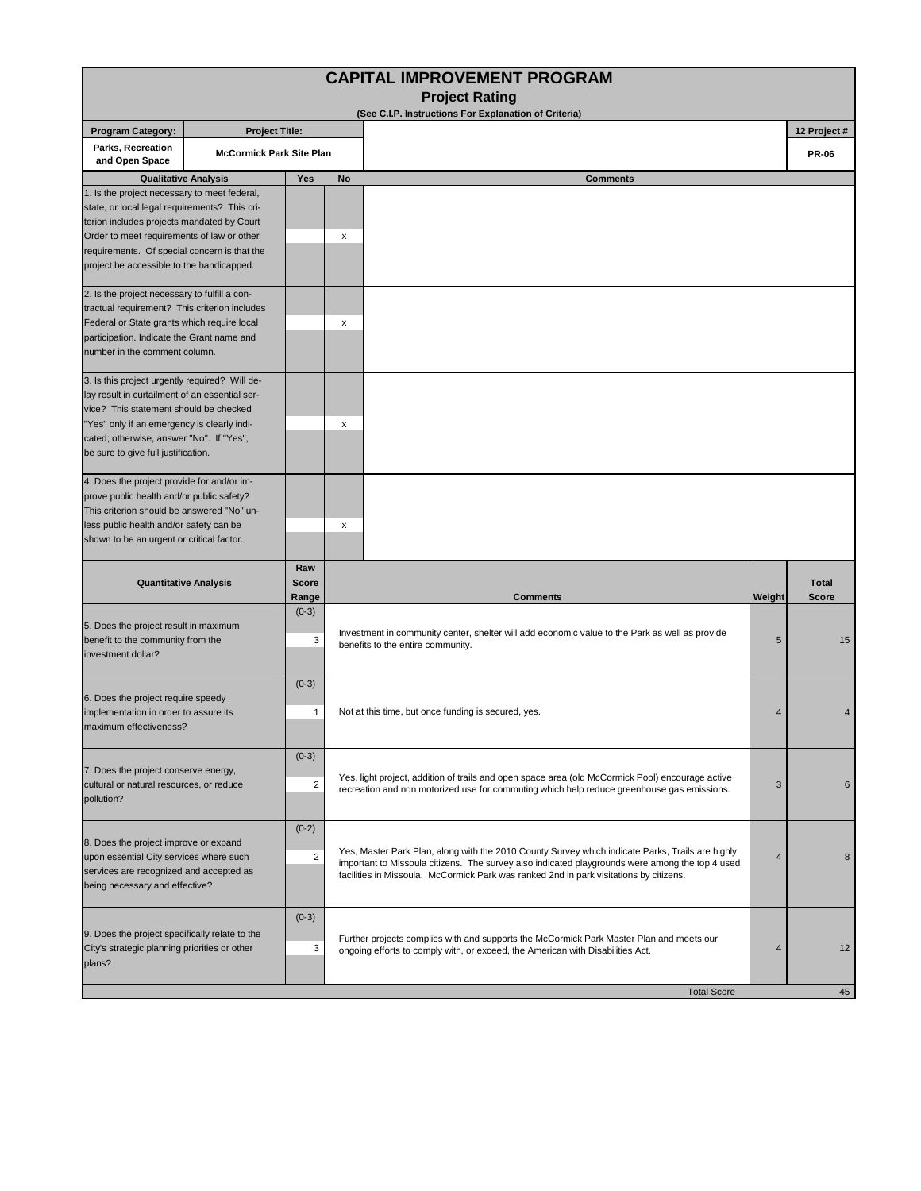# CAPITAL IMPROVEMENT PROGRAM

## Project Rating

(See C.I.P. Instructions For Explanation of Criteria)

| Program Category: | Project Title: | 12 Project # |
|---|---|---|
| Parks, Recreation and Open Space | McCormick Park Site Plan | PR-06 |

| Qualitative Analysis | Yes | No | Comments |
|---|---|---|---|
| 1. Is the project necessary to meet federal, state, or local legal requirements? This criterion includes projects mandated by Court Order to meet requirements of law or other requirements. Of special concern is that the project be accessible to the handicapped. | | x | |
| 2. Is the project necessary to fulfill a contractual requirement? This criterion includes Federal or State grants which require local participation. Indicate the Grant name and number in the comment column. | | x | |
| 3. Is this project urgently required? Will delay result in curtailment of an essential service? This statement should be checked "Yes" only if an emergency is clearly indicated; otherwise, answer "No". If "Yes", be sure to give full justification. | | x | |
| 4. Does the project provide for and/or improve public health and/or public safety? This criterion should be answered "No" unless public health and/or safety can be shown to be an urgent or critical factor. | | x | |

| Quantitative Analysis | Raw Score Range | Raw Score | Comments | Weight | Total Score |
|---|---|---|---|---|---|
| 5. Does the project result in maximum benefit to the community from the investment dollar? | (0-3) | 3 | Investment in community center, shelter will add economic value to the Park as well as provide benefits to the entire community. | 5 | 15 |
| 6. Does the project require speedy implementation in order to assure its maximum effectiveness? | (0-3) | 1 | Not at this time, but once funding is secured, yes. | 4 | 4 |
| 7. Does the project conserve energy, cultural or natural resources, or reduce pollution? | (0-3) | 2 | Yes, light project, addition of trails and open space area (old McCormick Pool) encourage active recreation and non motorized use for commuting which help reduce greenhouse gas emissions. | 3 | 6 |
| 8. Does the project improve or expand upon essential City services where such services are recognized and accepted as being necessary and effective? | (0-2) | 2 | Yes, Master Park Plan, along with the 2010 County Survey which indicate Parks, Trails are highly important to Missoula citizens. The survey also indicated playgrounds were among the top 4 used facilities in Missoula. McCormick Park was ranked 2nd in park visitations by citizens. | 4 | 8 |
| 9. Does the project specifically relate to the City's strategic planning priorities or other plans? | (0-3) | 3 | Further projects complies with and supports the McCormick Park Master Plan and meets our ongoing efforts to comply with, or exceed, the American with Disabilities Act. | 4 | 12 |
| | | | Total Score | | 45 |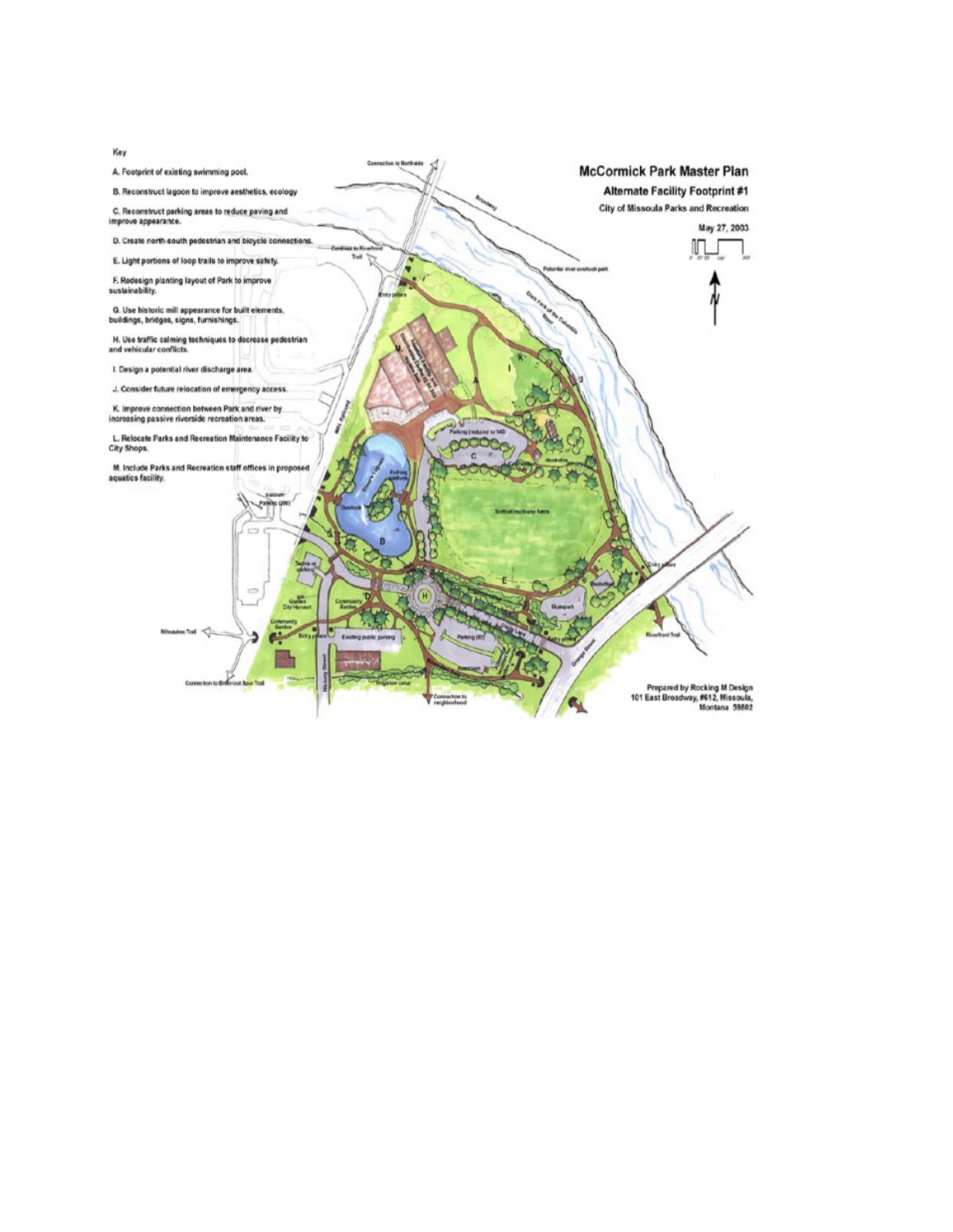# McCormick Park Master Plan

## Alternate Facility Footprint #1

City of Missoula Parks and Recreation

May 27, 2003

Key

A. Footprint of existing swimming pool.

B. Reconstruct lagoon to improve aesthetics, ecology

C. Reconstruct parking areas to reduce paving and improve appearance.

D. Create north-south pedestrian and bicycle connections.

E. Light portions of loop trails to improve safety.

F. Redesign planting layout of Park to improve sustainability.

G. Use historic mill appearance for built elements, buildings, bridges, signs, furnishings.

H. Use traffic calming techniques to decrease pedestrian and vehicular conflicts.

I. Design a potential river discharge area.

J. Consider future relocation of emergency access.

K. Improve connection between Park and river by increasing passive riverside recreation areas.

L. Relocate Parks and Recreation Maintenance Facility to City Shops.

M. Include Parks and Recreation staff offices in proposed aquatics facility.

Prepared by Rocking M Design
101 East Broadway, #612, Missoula, Montana 59802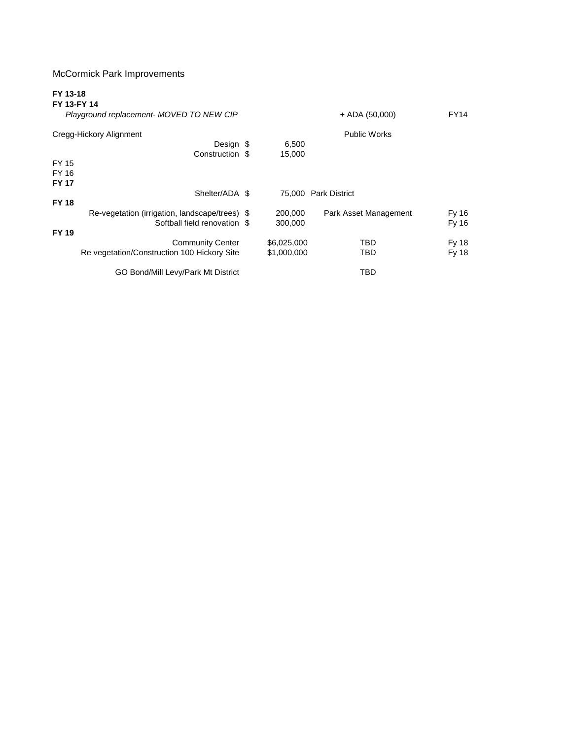McCormick Park Improvements

**FY 13-18**
**FY 13-FY 14**

| | | | | |
|---|---|---|---|---|
| *Playground replacement- MOVED TO NEW CIP* | | | + ADA (50,000) | FY14 |
| Cregg-Hickory Alignment | | | Public Works | |
| Design | $ | 6,500 | | |
| Construction | $ | 15,000 | | |
| FY 15 | | | | |
| FY 16 | | | | |
| **FY 17** | | | | |
| Shelter/ADA | $ | 75,000 | Park District | |
| **FY 18** | | | | |
| Re-vegetation (irrigation, landscape/trees) | $ | 200,000 | Park Asset Management | Fy 16 |
| Softball field renovation | $ | 300,000 | | Fy 16 |
| **FY 19** | | | | |
| Community Center | | $6,025,000 | TBD | Fy 18 |
| Re vegetation/Construction 100 Hickory Site | | $1,000,000 | TBD | Fy 18 |
| GO Bond/Mill Levy/Park Mt District | | | TBD | |